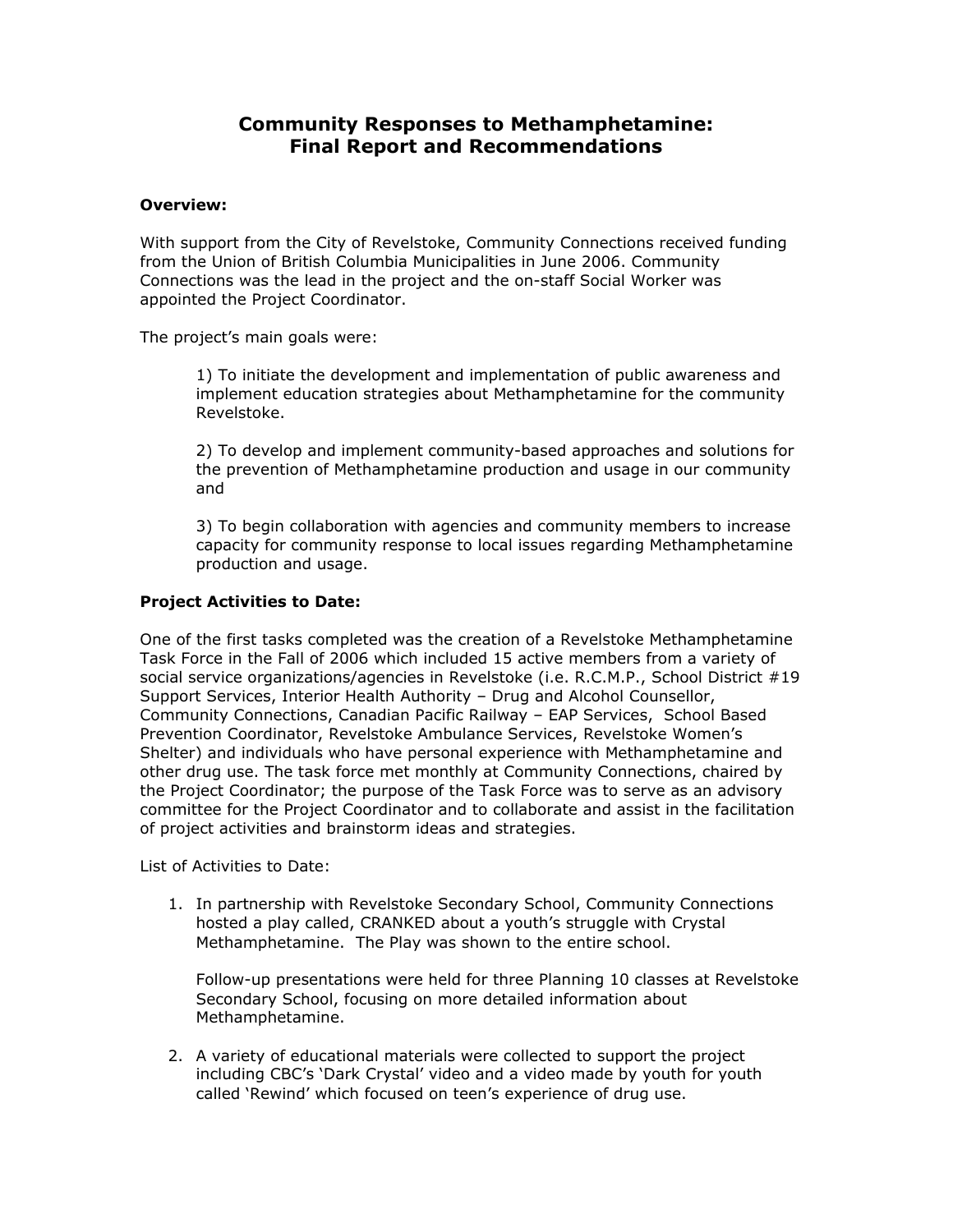# Community Responses to Methamphetamine: Final Report and Recommendations

**Overview:**

With support from the City of Revelstoke, Community Connections received funding from the Union of British Columbia Municipalities in June 2006. Community Connections was the lead in the project and the on-staff Social Worker was appointed the Project Coordinator.

The project's main goals were:

> 1) To initiate the development and implementation of public awareness and implement education strategies about Methamphetamine for the community Revelstoke.
>
> 2) To develop and implement community-based approaches and solutions for the prevention of Methamphetamine production and usage in our community and
>
> 3) To begin collaboration with agencies and community members to increase capacity for community response to local issues regarding Methamphetamine production and usage.

**Project Activities to Date:**

One of the first tasks completed was the creation of a Revelstoke Methamphetamine Task Force in the Fall of 2006 which included 15 active members from a variety of social service organizations/agencies in Revelstoke (i.e. R.C.M.P., School District #19 Support Services, Interior Health Authority – Drug and Alcohol Counsellor, Community Connections, Canadian Pacific Railway – EAP Services, School Based Prevention Coordinator, Revelstoke Ambulance Services, Revelstoke Women's Shelter) and individuals who have personal experience with Methamphetamine and other drug use. The task force met monthly at Community Connections, chaired by the Project Coordinator; the purpose of the Task Force was to serve as an advisory committee for the Project Coordinator and to collaborate and assist in the facilitation of project activities and brainstorm ideas and strategies.

List of Activities to Date:

1. In partnership with Revelstoke Secondary School, Community Connections hosted a play called, CRANKED about a youth's struggle with Crystal Methamphetamine. The Play was shown to the entire school.

   Follow-up presentations were held for three Planning 10 classes at Revelstoke Secondary School, focusing on more detailed information about Methamphetamine.

2. A variety of educational materials were collected to support the project including CBC's 'Dark Crystal' video and a video made by youth for youth called 'Rewind' which focused on teen's experience of drug use.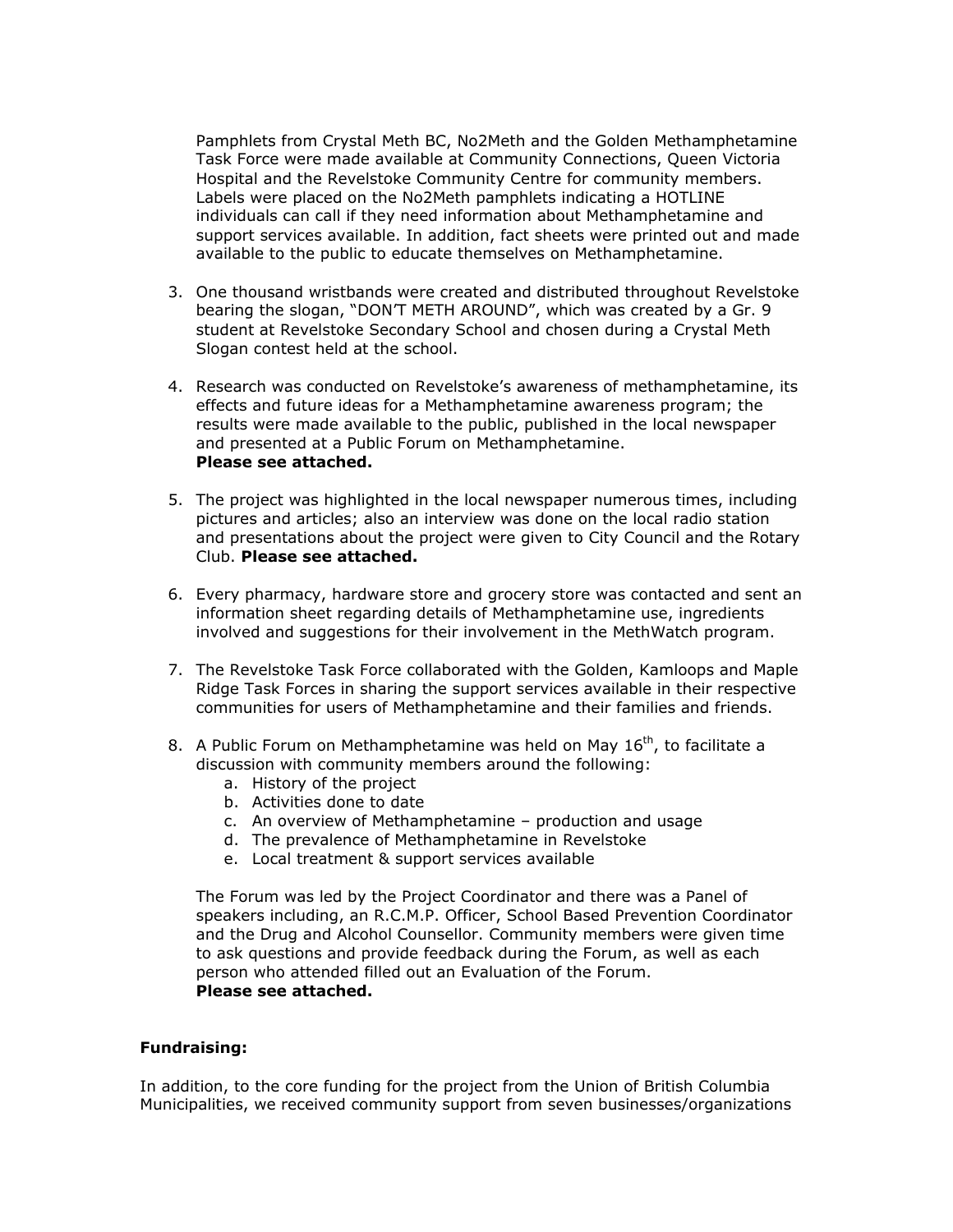Pamphlets from Crystal Meth BC, No2Meth and the Golden Methamphetamine Task Force were made available at Community Connections, Queen Victoria Hospital and the Revelstoke Community Centre for community members. Labels were placed on the No2Meth pamphlets indicating a HOTLINE individuals can call if they need information about Methamphetamine and support services available. In addition, fact sheets were printed out and made available to the public to educate themselves on Methamphetamine.

3. One thousand wristbands were created and distributed throughout Revelstoke bearing the slogan, "DON'T METH AROUND", which was created by a Gr. 9 student at Revelstoke Secondary School and chosen during a Crystal Meth Slogan contest held at the school.

4. Research was conducted on Revelstoke's awareness of methamphetamine, its effects and future ideas for a Methamphetamine awareness program; the results were made available to the public, published in the local newspaper and presented at a Public Forum on Methamphetamine.
   **Please see attached.**

5. The project was highlighted in the local newspaper numerous times, including pictures and articles; also an interview was done on the local radio station and presentations about the project were given to City Council and the Rotary Club. **Please see attached.**

6. Every pharmacy, hardware store and grocery store was contacted and sent an information sheet regarding details of Methamphetamine use, ingredients involved and suggestions for their involvement in the MethWatch program.

7. The Revelstoke Task Force collaborated with the Golden, Kamloops and Maple Ridge Task Forces in sharing the support services available in their respective communities for users of Methamphetamine and their families and friends.

8. A Public Forum on Methamphetamine was held on May 16th, to facilitate a discussion with community members around the following:
   a. History of the project
   b. Activities done to date
   c. An overview of Methamphetamine – production and usage
   d. The prevalence of Methamphetamine in Revelstoke
   e. Local treatment & support services available

   The Forum was led by the Project Coordinator and there was a Panel of speakers including, an R.C.M.P. Officer, School Based Prevention Coordinator and the Drug and Alcohol Counsellor. Community members were given time to ask questions and provide feedback during the Forum, as well as each person who attended filled out an Evaluation of the Forum.
   **Please see attached.**

**Fundraising:**

In addition, to the core funding for the project from the Union of British Columbia Municipalities, we received community support from seven businesses/organizations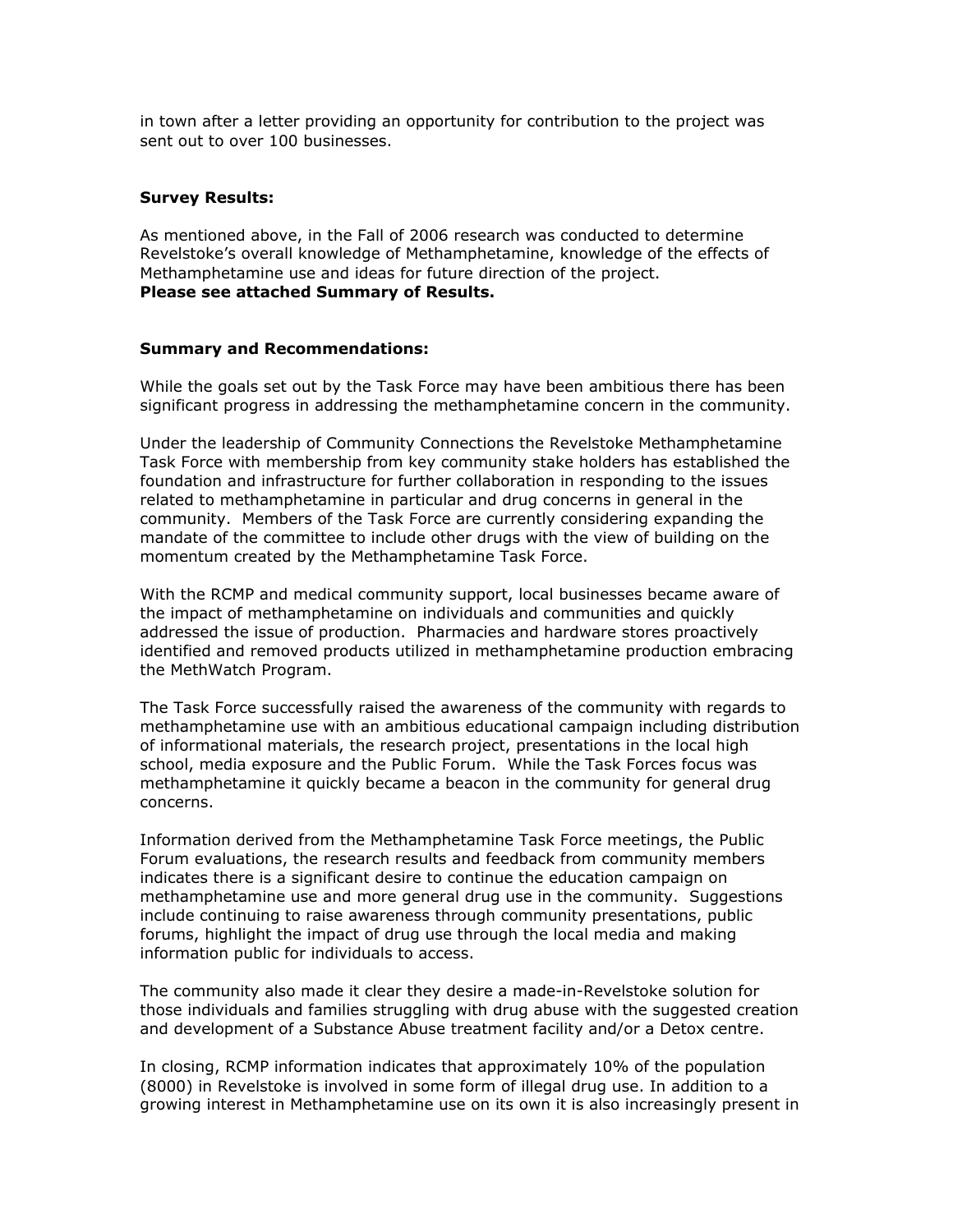in town after a letter providing an opportunity for contribution to the project was sent out to over 100 businesses.

**Survey Results:**

As mentioned above, in the Fall of 2006 research was conducted to determine Revelstoke's overall knowledge of Methamphetamine, knowledge of the effects of Methamphetamine use and ideas for future direction of the project.
**Please see attached Summary of Results.**

**Summary and Recommendations:**

While the goals set out by the Task Force may have been ambitious there has been significant progress in addressing the methamphetamine concern in the community.

Under the leadership of Community Connections the Revelstoke Methamphetamine Task Force with membership from key community stake holders has established the foundation and infrastructure for further collaboration in responding to the issues related to methamphetamine in particular and drug concerns in general in the community. Members of the Task Force are currently considering expanding the mandate of the committee to include other drugs with the view of building on the momentum created by the Methamphetamine Task Force.

With the RCMP and medical community support, local businesses became aware of the impact of methamphetamine on individuals and communities and quickly addressed the issue of production. Pharmacies and hardware stores proactively identified and removed products utilized in methamphetamine production embracing the MethWatch Program.

The Task Force successfully raised the awareness of the community with regards to methamphetamine use with an ambitious educational campaign including distribution of informational materials, the research project, presentations in the local high school, media exposure and the Public Forum. While the Task Forces focus was methamphetamine it quickly became a beacon in the community for general drug concerns.

Information derived from the Methamphetamine Task Force meetings, the Public Forum evaluations, the research results and feedback from community members indicates there is a significant desire to continue the education campaign on methamphetamine use and more general drug use in the community. Suggestions include continuing to raise awareness through community presentations, public forums, highlight the impact of drug use through the local media and making information public for individuals to access.

The community also made it clear they desire a made-in-Revelstoke solution for those individuals and families struggling with drug abuse with the suggested creation and development of a Substance Abuse treatment facility and/or a Detox centre.

In closing, RCMP information indicates that approximately 10% of the population (8000) in Revelstoke is involved in some form of illegal drug use. In addition to a growing interest in Methamphetamine use on its own it is also increasingly present in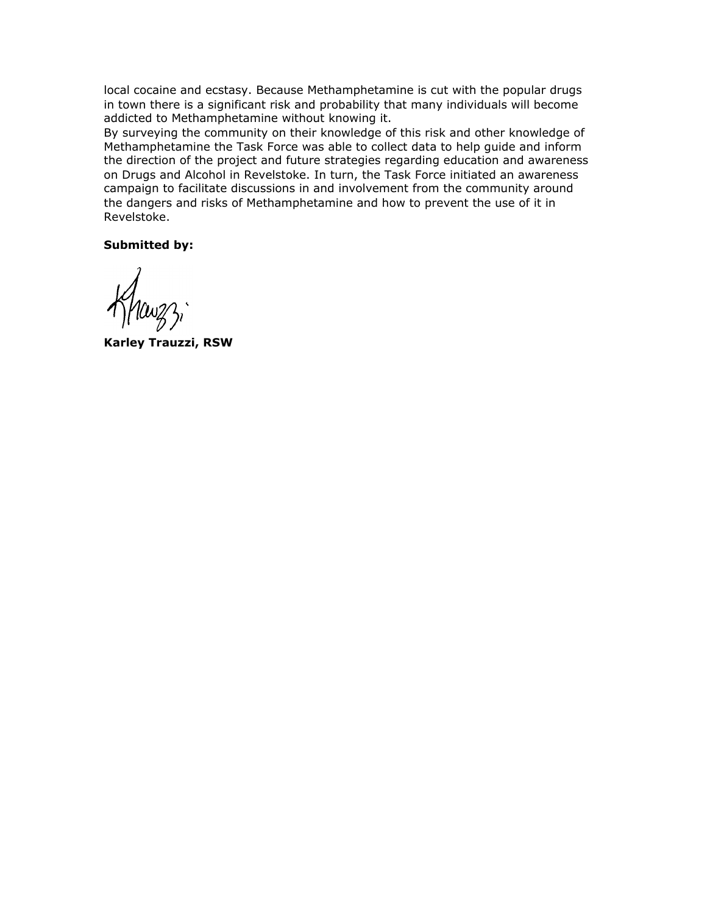local cocaine and ecstasy. Because Methamphetamine is cut with the popular drugs in town there is a significant risk and probability that many individuals will become addicted to Methamphetamine without knowing it.

By surveying the community on their knowledge of this risk and other knowledge of Methamphetamine the Task Force was able to collect data to help guide and inform the direction of the project and future strategies regarding education and awareness on Drugs and Alcohol in Revelstoke. In turn, the Task Force initiated an awareness campaign to facilitate discussions in and involvement from the community around the dangers and risks of Methamphetamine and how to prevent the use of it in Revelstoke.

**Submitted by:**

**Karley Trauzzi, RSW**